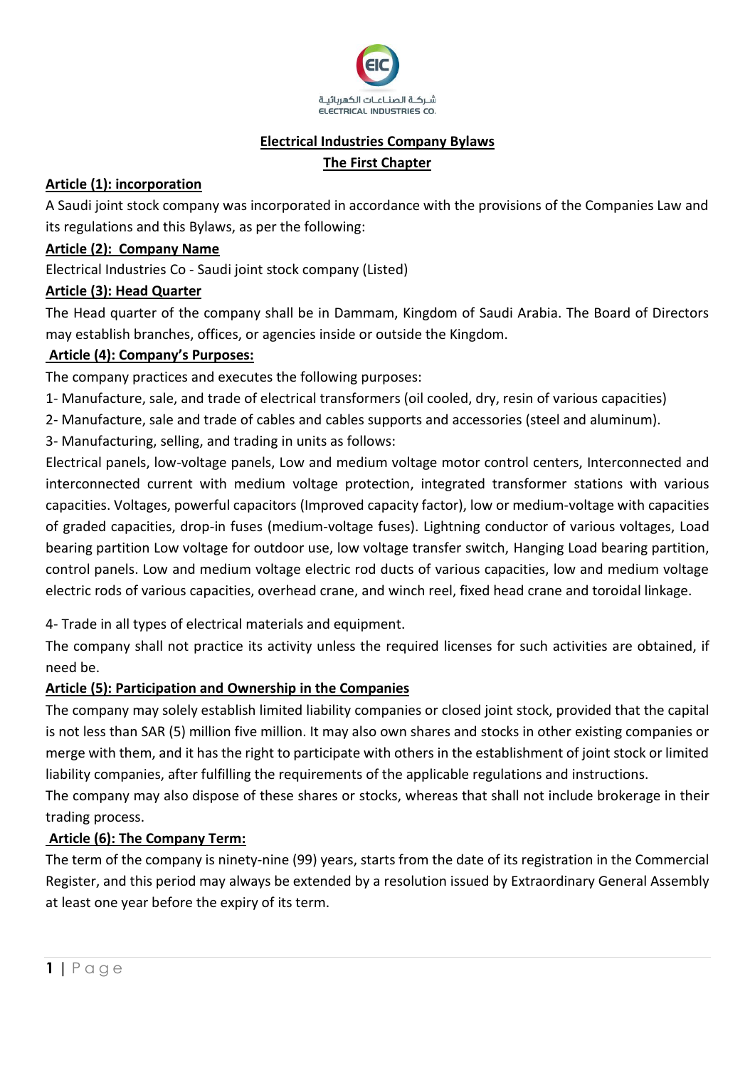# Electrical Industries Company Bylaws

## The First Chapter

### Article (1): incorporation

A Saudi joint stock company was incorporated in accordance with the provisions of the Companies Law and its regulations and this Bylaws, as per the following:

### Article (2): Company Name

Electrical Industries Co - Saudi joint stock company (Listed)

### Article (3): Head Quarter

The Head quarter of the company shall be in Dammam, Kingdom of Saudi Arabia. The Board of Directors may establish branches, offices, or agencies inside or outside the Kingdom.

### Article (4): Company's Purposes:

The company practices and executes the following purposes:

1- Manufacture, sale, and trade of electrical transformers (oil cooled, dry, resin of various capacities)

2- Manufacture, sale and trade of cables and cables supports and accessories (steel and aluminum).

3- Manufacturing, selling, and trading in units as follows:

Electrical panels, low-voltage panels, Low and medium voltage motor control centers, Interconnected and interconnected current with medium voltage protection, integrated transformer stations with various capacities. Voltages, powerful capacitors (Improved capacity factor), low or medium-voltage with capacities of graded capacities, drop-in fuses (medium-voltage fuses). Lightning conductor of various voltages, Load bearing partition Low voltage for outdoor use, low voltage transfer switch, Hanging Load bearing partition, control panels. Low and medium voltage electric rod ducts of various capacities, low and medium voltage electric rods of various capacities, overhead crane, and winch reel, fixed head crane and toroidal linkage.

4- Trade in all types of electrical materials and equipment.

The company shall not practice its activity unless the required licenses for such activities are obtained, if need be.

### Article (5): Participation and Ownership in the Companies

The company may solely establish limited liability companies or closed joint stock, provided that the capital is not less than SAR (5) million five million. It may also own shares and stocks in other existing companies or merge with them, and it has the right to participate with others in the establishment of joint stock or limited liability companies, after fulfilling the requirements of the applicable regulations and instructions.

The company may also dispose of these shares or stocks, whereas that shall not include brokerage in their trading process.

### Article (6): The Company Term:

The term of the company is ninety-nine (99) years, starts from the date of its registration in the Commercial Register, and this period may always be extended by a resolution issued by Extraordinary General Assembly at least one year before the expiry of its term.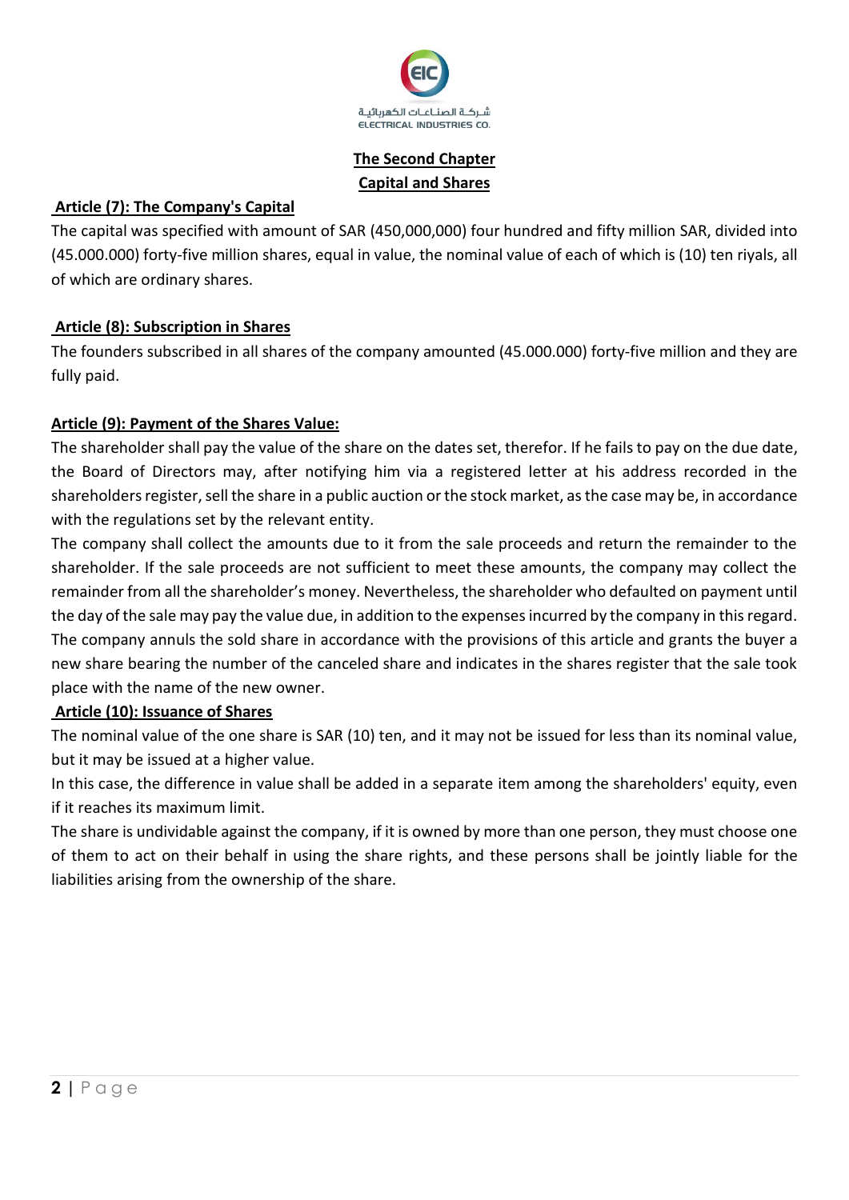## The Second Chapter
## Capital and Shares

**Article (7): The Company's Capital**

The capital was specified with amount of SAR (450,000,000) four hundred and fifty million SAR, divided into (45.000.000) forty-five million shares, equal in value, the nominal value of each of which is (10) ten riyals, all of which are ordinary shares.

**Article (8): Subscription in Shares**

The founders subscribed in all shares of the company amounted (45.000.000) forty-five million and they are fully paid.

**Article (9): Payment of the Shares Value:**

The shareholder shall pay the value of the share on the dates set, therefor. If he fails to pay on the due date, the Board of Directors may, after notifying him via a registered letter at his address recorded in the shareholders register, sell the share in a public auction or the stock market, as the case may be, in accordance with the regulations set by the relevant entity.

The company shall collect the amounts due to it from the sale proceeds and return the remainder to the shareholder. If the sale proceeds are not sufficient to meet these amounts, the company may collect the remainder from all the shareholder's money. Nevertheless, the shareholder who defaulted on payment until the day of the sale may pay the value due, in addition to the expenses incurred by the company in this regard. The company annuls the sold share in accordance with the provisions of this article and grants the buyer a new share bearing the number of the canceled share and indicates in the shares register that the sale took place with the name of the new owner.

**Article (10): Issuance of Shares**

The nominal value of the one share is SAR (10) ten, and it may not be issued for less than its nominal value, but it may be issued at a higher value.

In this case, the difference in value shall be added in a separate item among the shareholders' equity, even if it reaches its maximum limit.

The share is undividable against the company, if it is owned by more than one person, they must choose one of them to act on their behalf in using the share rights, and these persons shall be jointly liable for the liabilities arising from the ownership of the share.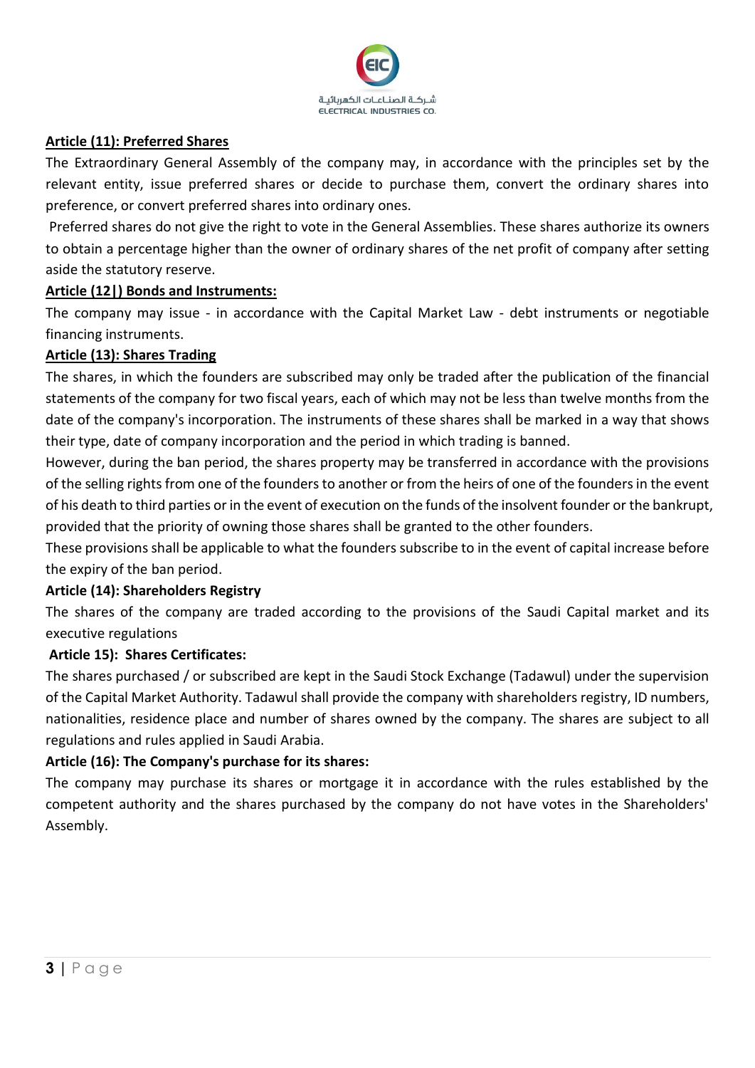**Article (11): Preferred Shares**

The Extraordinary General Assembly of the company may, in accordance with the principles set by the relevant entity, issue preferred shares or decide to purchase them, convert the ordinary shares into preference, or convert preferred shares into ordinary ones.

Preferred shares do not give the right to vote in the General Assemblies. These shares authorize its owners to obtain a percentage higher than the owner of ordinary shares of the net profit of company after setting aside the statutory reserve.

**Article (12|) Bonds and Instruments:**

The company may issue - in accordance with the Capital Market Law - debt instruments or negotiable financing instruments.

**Article (13): Shares Trading**

The shares, in which the founders are subscribed may only be traded after the publication of the financial statements of the company for two fiscal years, each of which may not be less than twelve months from the date of the company's incorporation. The instruments of these shares shall be marked in a way that shows their type, date of company incorporation and the period in which trading is banned.

However, during the ban period, the shares property may be transferred in accordance with the provisions of the selling rights from one of the founders to another or from the heirs of one of the founders in the event of his death to third parties or in the event of execution on the funds of the insolvent founder or the bankrupt, provided that the priority of owning those shares shall be granted to the other founders.

These provisions shall be applicable to what the founders subscribe to in the event of capital increase before the expiry of the ban period.

**Article (14): Shareholders Registry**

The shares of the company are traded according to the provisions of the Saudi Capital market and its executive regulations

**Article 15): Shares Certificates:**

The shares purchased / or subscribed are kept in the Saudi Stock Exchange (Tadawul) under the supervision of the Capital Market Authority. Tadawul shall provide the company with shareholders registry, ID numbers, nationalities, residence place and number of shares owned by the company. The shares are subject to all regulations and rules applied in Saudi Arabia.

**Article (16): The Company's purchase for its shares:**

The company may purchase its shares or mortgage it in accordance with the rules established by the competent authority and the shares purchased by the company do not have votes in the Shareholders' Assembly.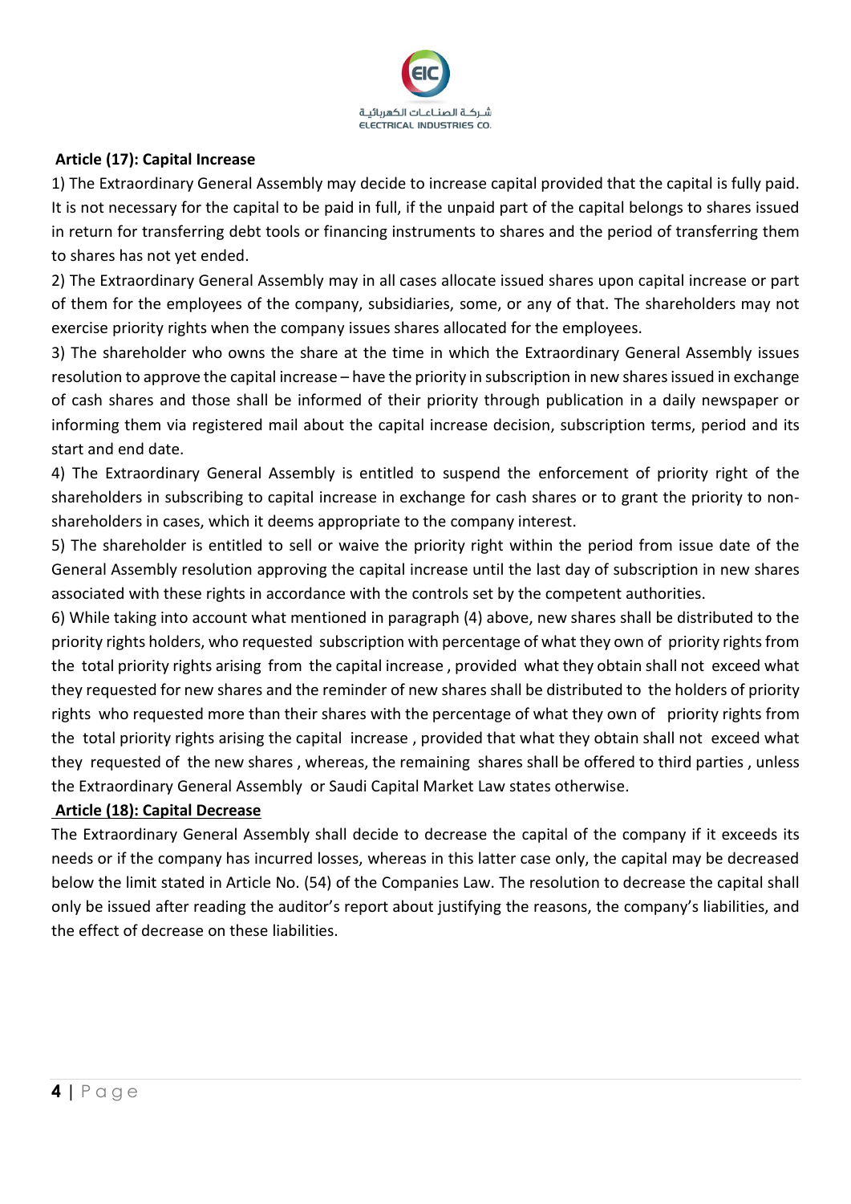### Article (17): Capital Increase

1) The Extraordinary General Assembly may decide to increase capital provided that the capital is fully paid. It is not necessary for the capital to be paid in full, if the unpaid part of the capital belongs to shares issued in return for transferring debt tools or financing instruments to shares and the period of transferring them to shares has not yet ended.

2) The Extraordinary General Assembly may in all cases allocate issued shares upon capital increase or part of them for the employees of the company, subsidiaries, some, or any of that. The shareholders may not exercise priority rights when the company issues shares allocated for the employees.

3) The shareholder who owns the share at the time in which the Extraordinary General Assembly issues resolution to approve the capital increase – have the priority in subscription in new shares issued in exchange of cash shares and those shall be informed of their priority through publication in a daily newspaper or informing them via registered mail about the capital increase decision, subscription terms, period and its start and end date.

4) The Extraordinary General Assembly is entitled to suspend the enforcement of priority right of the shareholders in subscribing to capital increase in exchange for cash shares or to grant the priority to non-shareholders in cases, which it deems appropriate to the company interest.

5) The shareholder is entitled to sell or waive the priority right within the period from issue date of the General Assembly resolution approving the capital increase until the last day of subscription in new shares associated with these rights in accordance with the controls set by the competent authorities.

6) While taking into account what mentioned in paragraph (4) above, new shares shall be distributed to the priority rights holders, who requested subscription with percentage of what they own of priority rights from the total priority rights arising from the capital increase , provided what they obtain shall not exceed what they requested for new shares and the reminder of new shares shall be distributed to the holders of priority rights who requested more than their shares with the percentage of what they own of priority rights from the total priority rights arising the capital increase , provided that what they obtain shall not exceed what they requested of the new shares , whereas, the remaining shares shall be offered to third parties , unless the Extraordinary General Assembly or Saudi Capital Market Law states otherwise.

### Article (18): Capital Decrease

The Extraordinary General Assembly shall decide to decrease the capital of the company if it exceeds its needs or if the company has incurred losses, whereas in this latter case only, the capital may be decreased below the limit stated in Article No. (54) of the Companies Law. The resolution to decrease the capital shall only be issued after reading the auditor's report about justifying the reasons, the company's liabilities, and the effect of decrease on these liabilities.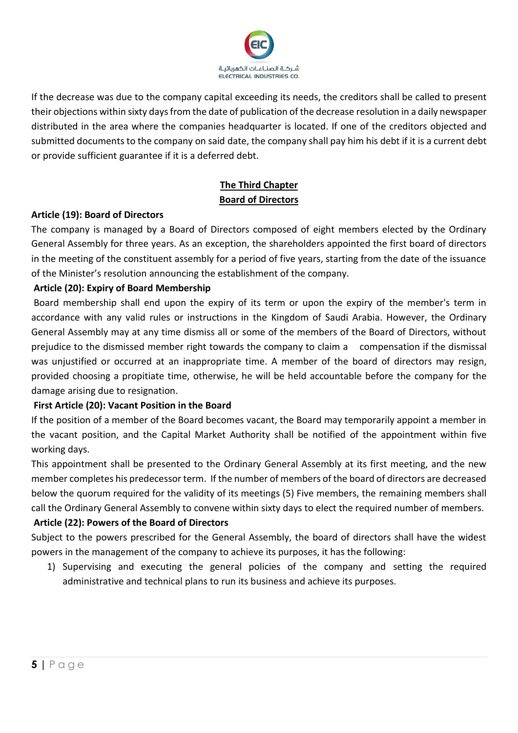If the decrease was due to the company capital exceeding its needs, the creditors shall be called to present their objections within sixty days from the date of publication of the decrease resolution in a daily newspaper distributed in the area where the companies headquarter is located. If one of the creditors objected and submitted documents to the company on said date, the company shall pay him his debt if it is a current debt or provide sufficient guarantee if it is a deferred debt.

## The Third Chapter
## Board of Directors

**Article (19): Board of Directors**

The company is managed by a Board of Directors composed of eight members elected by the Ordinary General Assembly for three years. As an exception, the shareholders appointed the first board of directors in the meeting of the constituent assembly for a period of five years, starting from the date of the issuance of the Minister's resolution announcing the establishment of the company.

**Article (20): Expiry of Board Membership**

Board membership shall end upon the expiry of its term or upon the expiry of the member's term in accordance with any valid rules or instructions in the Kingdom of Saudi Arabia. However, the Ordinary General Assembly may at any time dismiss all or some of the members of the Board of Directors, without prejudice to the dismissed member right towards the company to claim a compensation if the dismissal was unjustified or occurred at an inappropriate time. A member of the board of directors may resign, provided choosing a propitiate time, otherwise, he will be held accountable before the company for the damage arising due to resignation.

**First Article (20): Vacant Position in the Board**

If the position of a member of the Board becomes vacant, the Board may temporarily appoint a member in the vacant position, and the Capital Market Authority shall be notified of the appointment within five working days.

This appointment shall be presented to the Ordinary General Assembly at its first meeting, and the new member completes his predecessor term. If the number of members of the board of directors are decreased below the quorum required for the validity of its meetings (5) Five members, the remaining members shall call the Ordinary General Assembly to convene within sixty days to elect the required number of members.

**Article (22): Powers of the Board of Directors**

Subject to the powers prescribed for the General Assembly, the board of directors shall have the widest powers in the management of the company to achieve its purposes, it has the following:

1) Supervising and executing the general policies of the company and setting the required administrative and technical plans to run its business and achieve its purposes.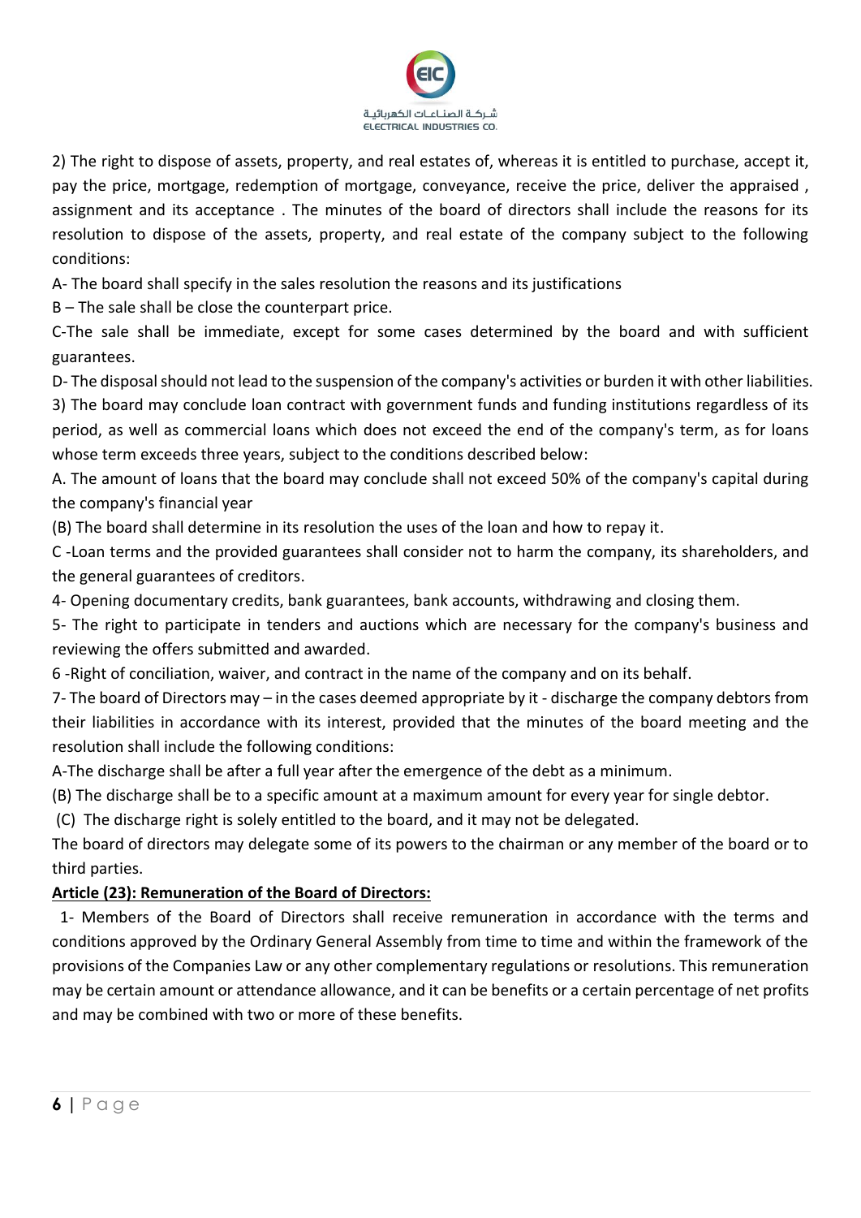2) The right to dispose of assets, property, and real estates of, whereas it is entitled to purchase, accept it, pay the price, mortgage, redemption of mortgage, conveyance, receive the price, deliver the appraised , assignment and its acceptance . The minutes of the board of directors shall include the reasons for its resolution to dispose of the assets, property, and real estate of the company subject to the following conditions:

A- The board shall specify in the sales resolution the reasons and its justifications

B – The sale shall be close the counterpart price.

C-The sale shall be immediate, except for some cases determined by the board and with sufficient guarantees.

D- The disposal should not lead to the suspension of the company's activities or burden it with other liabilities.

3) The board may conclude loan contract with government funds and funding institutions regardless of its period, as well as commercial loans which does not exceed the end of the company's term, as for loans whose term exceeds three years, subject to the conditions described below:

A. The amount of loans that the board may conclude shall not exceed 50% of the company's capital during the company's financial year

(B) The board shall determine in its resolution the uses of the loan and how to repay it.

C -Loan terms and the provided guarantees shall consider not to harm the company, its shareholders, and the general guarantees of creditors.

4- Opening documentary credits, bank guarantees, bank accounts, withdrawing and closing them.

5- The right to participate in tenders and auctions which are necessary for the company's business and reviewing the offers submitted and awarded.

6 -Right of conciliation, waiver, and contract in the name of the company and on its behalf.

7- The board of Directors may – in the cases deemed appropriate by it - discharge the company debtors from their liabilities in accordance with its interest, provided that the minutes of the board meeting and the resolution shall include the following conditions:

A-The discharge shall be after a full year after the emergence of the debt as a minimum.

(B) The discharge shall be to a specific amount at a maximum amount for every year for single debtor.

(C) The discharge right is solely entitled to the board, and it may not be delegated.

The board of directors may delegate some of its powers to the chairman or any member of the board or to third parties.

**Article (23): Remuneration of the Board of Directors:**

1- Members of the Board of Directors shall receive remuneration in accordance with the terms and conditions approved by the Ordinary General Assembly from time to time and within the framework of the provisions of the Companies Law or any other complementary regulations or resolutions. This remuneration may be certain amount or attendance allowance, and it can be benefits or a certain percentage of net profits and may be combined with two or more of these benefits.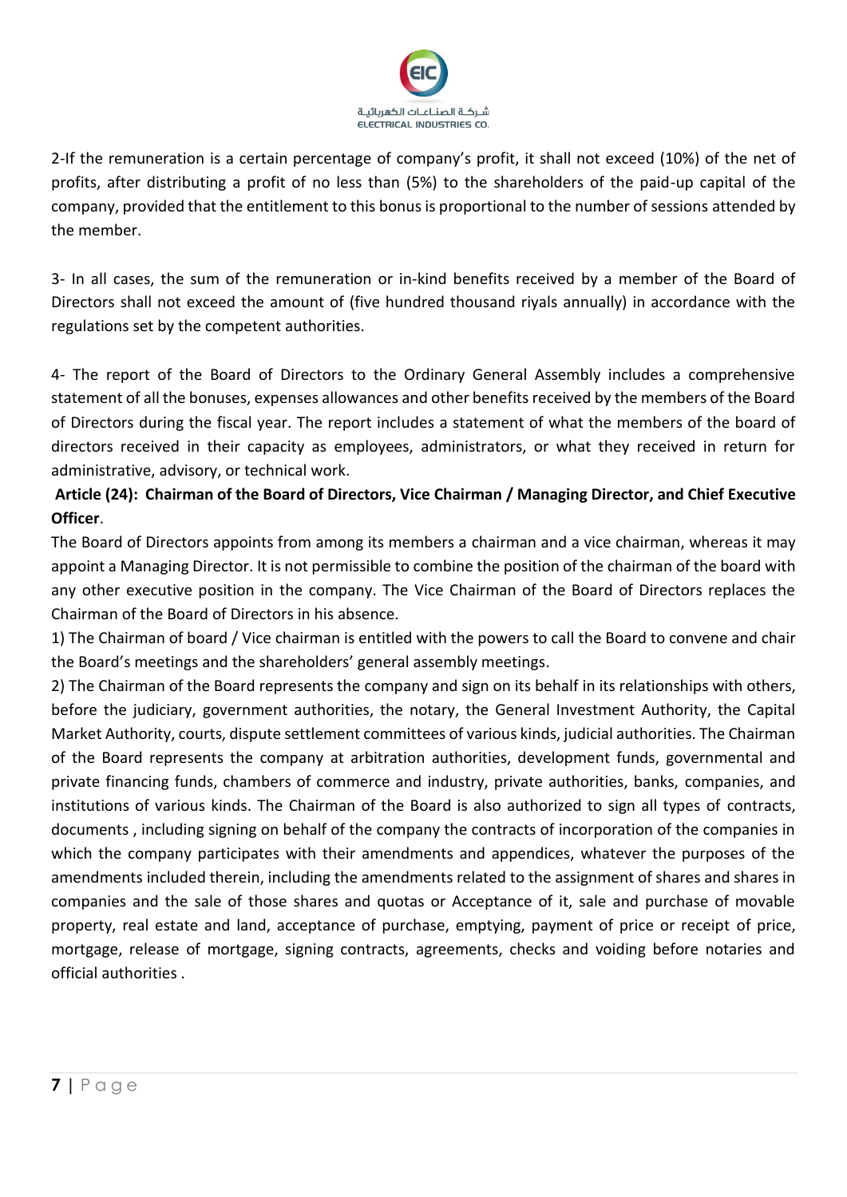2-If the remuneration is a certain percentage of company's profit, it shall not exceed (10%) of the net of profits, after distributing a profit of no less than (5%) to the shareholders of the paid-up capital of the company, provided that the entitlement to this bonus is proportional to the number of sessions attended by the member.

3- In all cases, the sum of the remuneration or in-kind benefits received by a member of the Board of Directors shall not exceed the amount of (five hundred thousand riyals annually) in accordance with the regulations set by the competent authorities.

4- The report of the Board of Directors to the Ordinary General Assembly includes a comprehensive statement of all the bonuses, expenses allowances and other benefits received by the members of the Board of Directors during the fiscal year. The report includes a statement of what the members of the board of directors received in their capacity as employees, administrators, or what they received in return for administrative, advisory, or technical work.

**Article (24): Chairman of the Board of Directors, Vice Chairman / Managing Director, and Chief Executive Officer**.

The Board of Directors appoints from among its members a chairman and a vice chairman, whereas it may appoint a Managing Director. It is not permissible to combine the position of the chairman of the board with any other executive position in the company. The Vice Chairman of the Board of Directors replaces the Chairman of the Board of Directors in his absence.

1) The Chairman of board / Vice chairman is entitled with the powers to call the Board to convene and chair the Board's meetings and the shareholders' general assembly meetings.

2) The Chairman of the Board represents the company and sign on its behalf in its relationships with others, before the judiciary, government authorities, the notary, the General Investment Authority, the Capital Market Authority, courts, dispute settlement committees of various kinds, judicial authorities. The Chairman of the Board represents the company at arbitration authorities, development funds, governmental and private financing funds, chambers of commerce and industry, private authorities, banks, companies, and institutions of various kinds. The Chairman of the Board is also authorized to sign all types of contracts, documents , including signing on behalf of the company the contracts of incorporation of the companies in which the company participates with their amendments and appendices, whatever the purposes of the amendments included therein, including the amendments related to the assignment of shares and shares in companies and the sale of those shares and quotas or Acceptance of it, sale and purchase of movable property, real estate and land, acceptance of purchase, emptying, payment of price or receipt of price, mortgage, release of mortgage, signing contracts, agreements, checks and voiding before notaries and official authorities .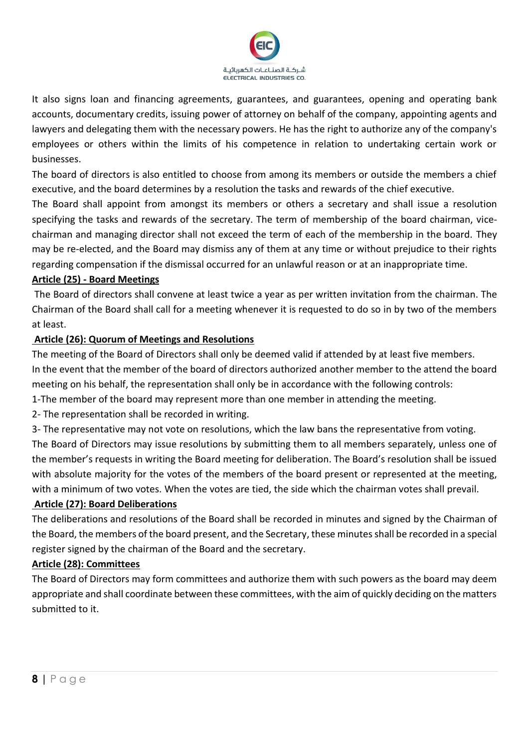It also signs loan and financing agreements, guarantees, and guarantees, opening and operating bank accounts, documentary credits, issuing power of attorney on behalf of the company, appointing agents and lawyers and delegating them with the necessary powers. He has the right to authorize any of the company's employees or others within the limits of his competence in relation to undertaking certain work or businesses.

The board of directors is also entitled to choose from among its members or outside the members a chief executive, and the board determines by a resolution the tasks and rewards of the chief executive.

The Board shall appoint from amongst its members or others a secretary and shall issue a resolution specifying the tasks and rewards of the secretary. The term of membership of the board chairman, vice-chairman and managing director shall not exceed the term of each of the membership in the board. They may be re-elected, and the Board may dismiss any of them at any time or without prejudice to their rights regarding compensation if the dismissal occurred for an unlawful reason or at an inappropriate time.

**Article (25) - Board Meetings**

The Board of directors shall convene at least twice a year as per written invitation from the chairman. The Chairman of the Board shall call for a meeting whenever it is requested to do so in by two of the members at least.

**Article (26): Quorum of Meetings and Resolutions**

The meeting of the Board of Directors shall only be deemed valid if attended by at least five members.

In the event that the member of the board of directors authorized another member to the attend the board meeting on his behalf, the representation shall only be in accordance with the following controls:

1-The member of the board may represent more than one member in attending the meeting.

2- The representation shall be recorded in writing.

3- The representative may not vote on resolutions, which the law bans the representative from voting.

The Board of Directors may issue resolutions by submitting them to all members separately, unless one of the member's requests in writing the Board meeting for deliberation. The Board's resolution shall be issued with absolute majority for the votes of the members of the board present or represented at the meeting, with a minimum of two votes. When the votes are tied, the side which the chairman votes shall prevail.

**Article (27): Board Deliberations**

The deliberations and resolutions of the Board shall be recorded in minutes and signed by the Chairman of the Board, the members of the board present, and the Secretary, these minutes shall be recorded in a special register signed by the chairman of the Board and the secretary.

**Article (28): Committees**

The Board of Directors may form committees and authorize them with such powers as the board may deem appropriate and shall coordinate between these committees, with the aim of quickly deciding on the matters submitted to it.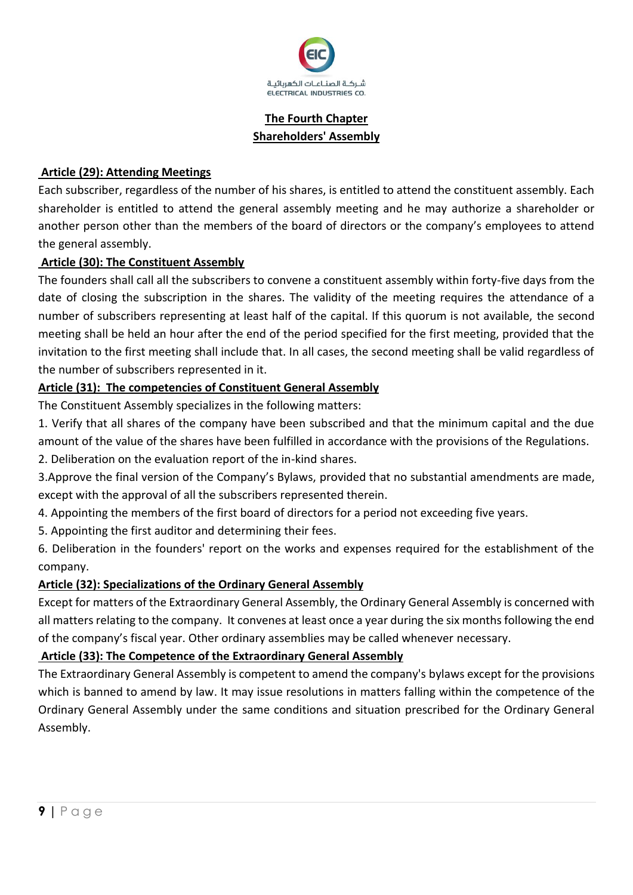## The Fourth Chapter
## Shareholders' Assembly

### Article (29): Attending Meetings

Each subscriber, regardless of the number of his shares, is entitled to attend the constituent assembly. Each shareholder is entitled to attend the general assembly meeting and he may authorize a shareholder or another person other than the members of the board of directors or the company's employees to attend the general assembly.

### Article (30): The Constituent Assembly

The founders shall call all the subscribers to convene a constituent assembly within forty-five days from the date of closing the subscription in the shares. The validity of the meeting requires the attendance of a number of subscribers representing at least half of the capital. If this quorum is not available, the second meeting shall be held an hour after the end of the period specified for the first meeting, provided that the invitation to the first meeting shall include that. In all cases, the second meeting shall be valid regardless of the number of subscribers represented in it.

### Article (31): The competencies of Constituent General Assembly

The Constituent Assembly specializes in the following matters:

1. Verify that all shares of the company have been subscribed and that the minimum capital and the due amount of the value of the shares have been fulfilled in accordance with the provisions of the Regulations.
2. Deliberation on the evaluation report of the in-kind shares.
3. Approve the final version of the Company's Bylaws, provided that no substantial amendments are made, except with the approval of all the subscribers represented therein.
4. Appointing the members of the first board of directors for a period not exceeding five years.
5. Appointing the first auditor and determining their fees.
6. Deliberation in the founders' report on the works and expenses required for the establishment of the company.

### Article (32): Specializations of the Ordinary General Assembly

Except for matters of the Extraordinary General Assembly, the Ordinary General Assembly is concerned with all matters relating to the company. It convenes at least once a year during the six months following the end of the company's fiscal year. Other ordinary assemblies may be called whenever necessary.

### Article (33): The Competence of the Extraordinary General Assembly

The Extraordinary General Assembly is competent to amend the company's bylaws except for the provisions which is banned to amend by law. It may issue resolutions in matters falling within the competence of the Ordinary General Assembly under the same conditions and situation prescribed for the Ordinary General Assembly.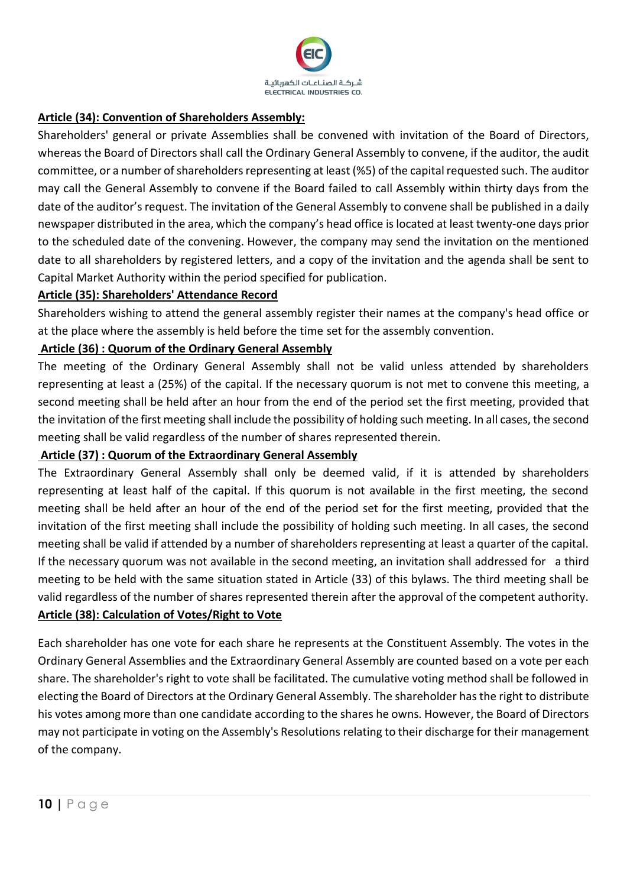**Article (34): Convention of Shareholders Assembly:**

Shareholders' general or private Assemblies shall be convened with invitation of the Board of Directors, whereas the Board of Directors shall call the Ordinary General Assembly to convene, if the auditor, the audit committee, or a number of shareholders representing at least (%5) of the capital requested such. The auditor may call the General Assembly to convene if the Board failed to call Assembly within thirty days from the date of the auditor's request. The invitation of the General Assembly to convene shall be published in a daily newspaper distributed in the area, which the company's head office is located at least twenty-one days prior to the scheduled date of the convening. However, the company may send the invitation on the mentioned date to all shareholders by registered letters, and a copy of the invitation and the agenda shall be sent to Capital Market Authority within the period specified for publication.

**Article (35): Shareholders' Attendance Record**

Shareholders wishing to attend the general assembly register their names at the company's head office or at the place where the assembly is held before the time set for the assembly convention.

**Article (36) : Quorum of the Ordinary General Assembly**

The meeting of the Ordinary General Assembly shall not be valid unless attended by shareholders representing at least a (25%) of the capital. If the necessary quorum is not met to convene this meeting, a second meeting shall be held after an hour from the end of the period set the first meeting, provided that the invitation of the first meeting shall include the possibility of holding such meeting. In all cases, the second meeting shall be valid regardless of the number of shares represented therein.

**Article (37) : Quorum of the Extraordinary General Assembly**

The Extraordinary General Assembly shall only be deemed valid, if it is attended by shareholders representing at least half of the capital. If this quorum is not available in the first meeting, the second meeting shall be held after an hour of the end of the period set for the first meeting, provided that the invitation of the first meeting shall include the possibility of holding such meeting. In all cases, the second meeting shall be valid if attended by a number of shareholders representing at least a quarter of the capital. If the necessary quorum was not available in the second meeting, an invitation shall addressed for a third meeting to be held with the same situation stated in Article (33) of this bylaws. The third meeting shall be valid regardless of the number of shares represented therein after the approval of the competent authority.

**Article (38): Calculation of Votes/Right to Vote**

Each shareholder has one vote for each share he represents at the Constituent Assembly. The votes in the Ordinary General Assemblies and the Extraordinary General Assembly are counted based on a vote per each share. The shareholder's right to vote shall be facilitated. The cumulative voting method shall be followed in electing the Board of Directors at the Ordinary General Assembly. The shareholder has the right to distribute his votes among more than one candidate according to the shares he owns. However, the Board of Directors may not participate in voting on the Assembly's Resolutions relating to their discharge for their management of the company.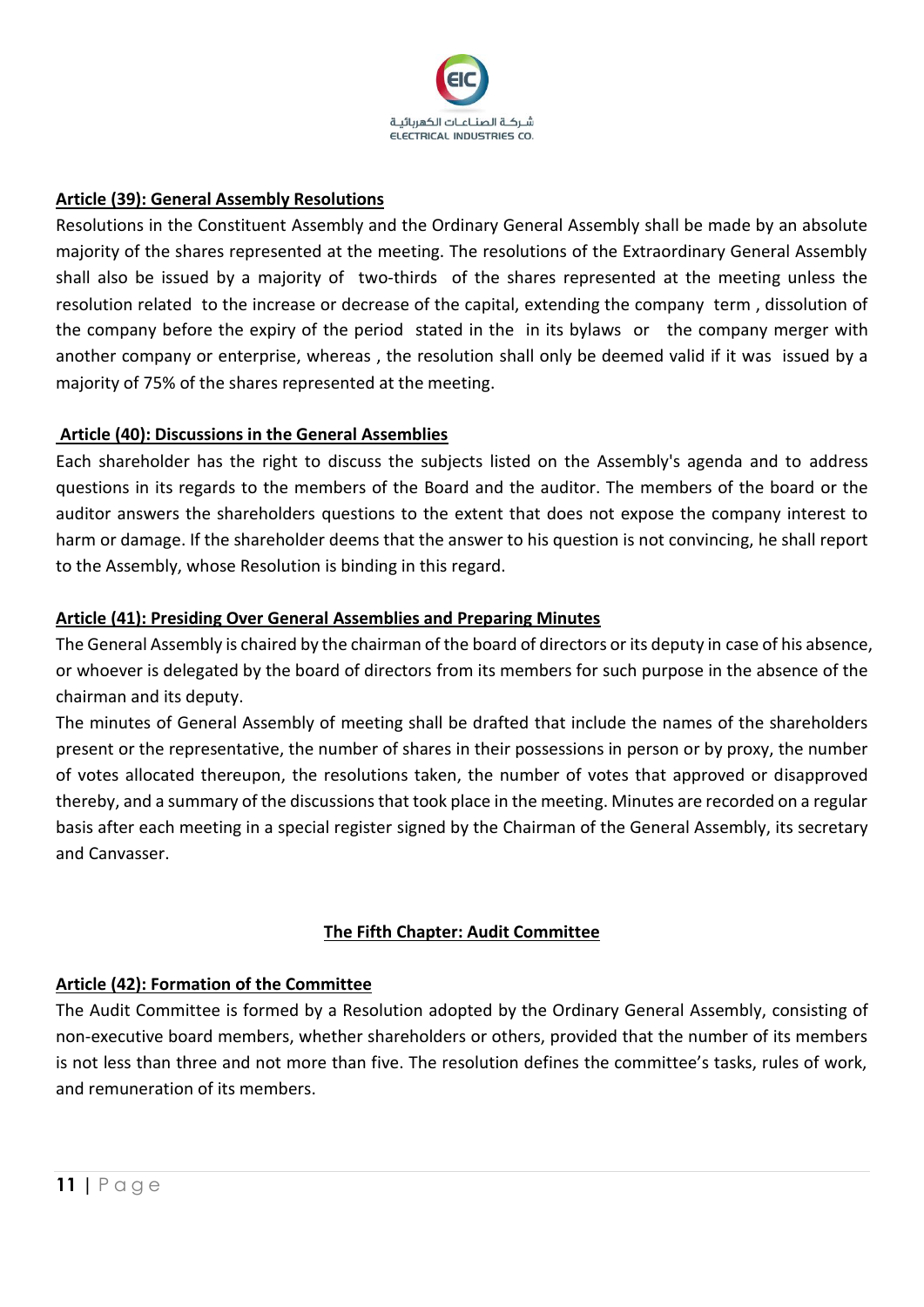**Article (39): General Assembly Resolutions**

Resolutions in the Constituent Assembly and the Ordinary General Assembly shall be made by an absolute majority of the shares represented at the meeting. The resolutions of the Extraordinary General Assembly shall also be issued by a majority of two-thirds of the shares represented at the meeting unless the resolution related to the increase or decrease of the capital, extending the company term , dissolution of the company before the expiry of the period stated in the in its bylaws or the company merger with another company or enterprise, whereas , the resolution shall only be deemed valid if it was issued by a majority of 75% of the shares represented at the meeting.

**Article (40): Discussions in the General Assemblies**

Each shareholder has the right to discuss the subjects listed on the Assembly's agenda and to address questions in its regards to the members of the Board and the auditor. The members of the board or the auditor answers the shareholders questions to the extent that does not expose the company interest to harm or damage. If the shareholder deems that the answer to his question is not convincing, he shall report to the Assembly, whose Resolution is binding in this regard.

**Article (41): Presiding Over General Assemblies and Preparing Minutes**

The General Assembly is chaired by the chairman of the board of directors or its deputy in case of his absence, or whoever is delegated by the board of directors from its members for such purpose in the absence of the chairman and its deputy.

The minutes of General Assembly of meeting shall be drafted that include the names of the shareholders present or the representative, the number of shares in their possessions in person or by proxy, the number of votes allocated thereupon, the resolutions taken, the number of votes that approved or disapproved thereby, and a summary of the discussions that took place in the meeting. Minutes are recorded on a regular basis after each meeting in a special register signed by the Chairman of the General Assembly, its secretary and Canvasser.

## The Fifth Chapter: Audit Committee

**Article (42): Formation of the Committee**

The Audit Committee is formed by a Resolution adopted by the Ordinary General Assembly, consisting of non-executive board members, whether shareholders or others, provided that the number of its members is not less than three and not more than five. The resolution defines the committee's tasks, rules of work, and remuneration of its members.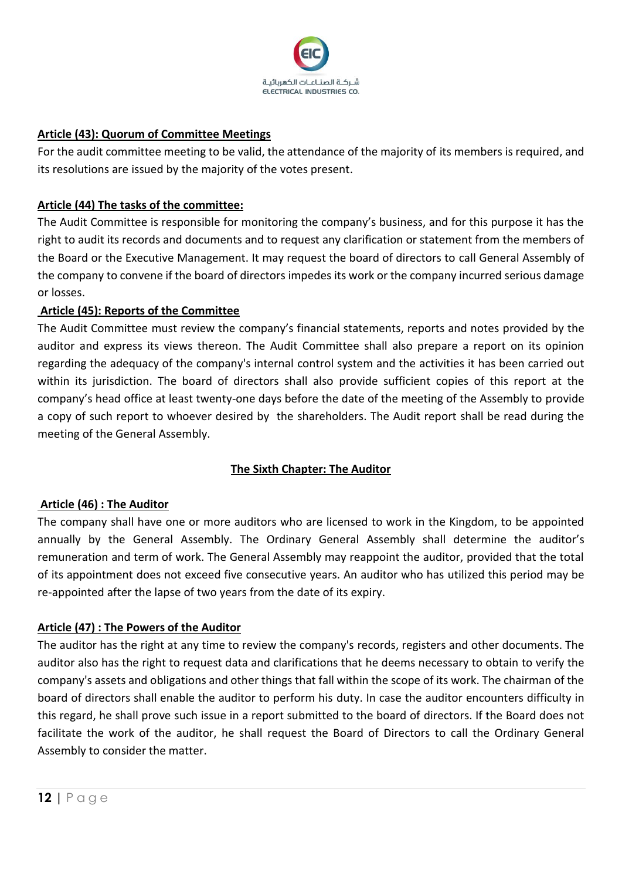**Article (43): Quorum of Committee Meetings**

For the audit committee meeting to be valid, the attendance of the majority of its members is required, and its resolutions are issued by the majority of the votes present.

**Article (44) The tasks of the committee:**

The Audit Committee is responsible for monitoring the company's business, and for this purpose it has the right to audit its records and documents and to request any clarification or statement from the members of the Board or the Executive Management. It may request the board of directors to call General Assembly of the company to convene if the board of directors impedes its work or the company incurred serious damage or losses.

**Article (45): Reports of the Committee**

The Audit Committee must review the company's financial statements, reports and notes provided by the auditor and express its views thereon. The Audit Committee shall also prepare a report on its opinion regarding the adequacy of the company's internal control system and the activities it has been carried out within its jurisdiction. The board of directors shall also provide sufficient copies of this report at the company's head office at least twenty-one days before the date of the meeting of the Assembly to provide a copy of such report to whoever desired by the shareholders. The Audit report shall be read during the meeting of the General Assembly.

## The Sixth Chapter: The Auditor

**Article (46) : The Auditor**

The company shall have one or more auditors who are licensed to work in the Kingdom, to be appointed annually by the General Assembly. The Ordinary General Assembly shall determine the auditor's remuneration and term of work. The General Assembly may reappoint the auditor, provided that the total of its appointment does not exceed five consecutive years. An auditor who has utilized this period may be re-appointed after the lapse of two years from the date of its expiry.

**Article (47) : The Powers of the Auditor**

The auditor has the right at any time to review the company's records, registers and other documents. The auditor also has the right to request data and clarifications that he deems necessary to obtain to verify the company's assets and obligations and other things that fall within the scope of its work. The chairman of the board of directors shall enable the auditor to perform his duty. In case the auditor encounters difficulty in this regard, he shall prove such issue in a report submitted to the board of directors. If the Board does not facilitate the work of the auditor, he shall request the Board of Directors to call the Ordinary General Assembly to consider the matter.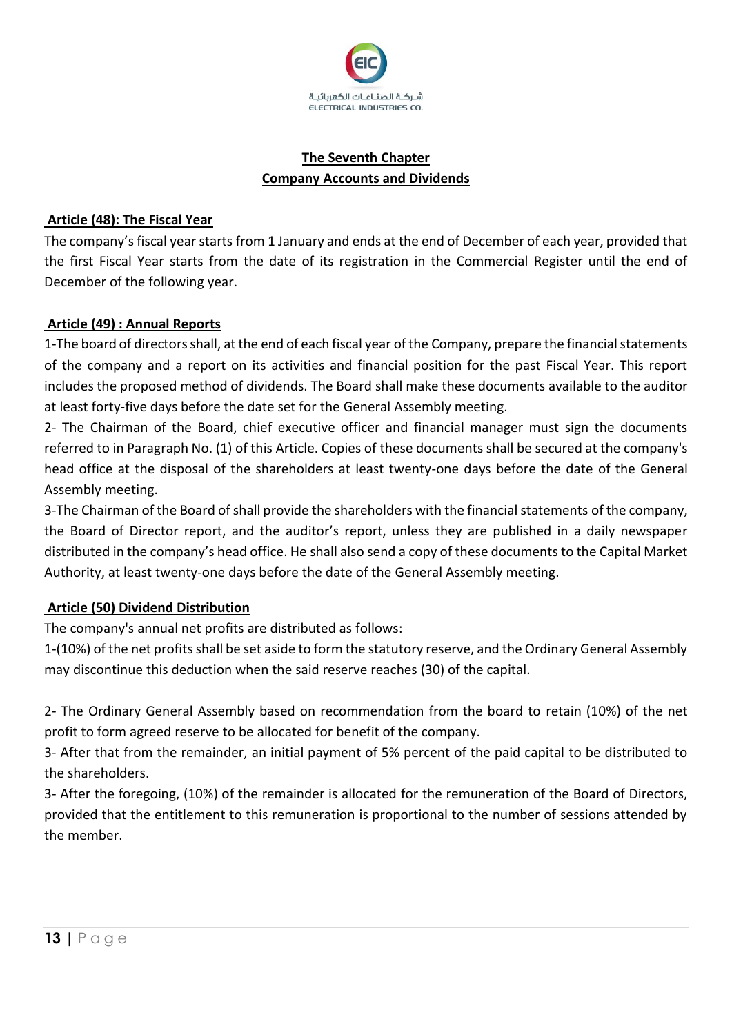## The Seventh Chapter
## Company Accounts and Dividends

### Article (48): The Fiscal Year

The company's fiscal year starts from 1 January and ends at the end of December of each year, provided that the first Fiscal Year starts from the date of its registration in the Commercial Register until the end of December of the following year.

### Article (49) : Annual Reports

1-The board of directors shall, at the end of each fiscal year of the Company, prepare the financial statements of the company and a report on its activities and financial position for the past Fiscal Year. This report includes the proposed method of dividends. The Board shall make these documents available to the auditor at least forty-five days before the date set for the General Assembly meeting.

2- The Chairman of the Board, chief executive officer and financial manager must sign the documents referred to in Paragraph No. (1) of this Article. Copies of these documents shall be secured at the company's head office at the disposal of the shareholders at least twenty-one days before the date of the General Assembly meeting.

3-The Chairman of the Board of shall provide the shareholders with the financial statements of the company, the Board of Director report, and the auditor's report, unless they are published in a daily newspaper distributed in the company's head office. He shall also send a copy of these documents to the Capital Market Authority, at least twenty-one days before the date of the General Assembly meeting.

### Article (50) Dividend Distribution

The company's annual net profits are distributed as follows:

1-(10%) of the net profits shall be set aside to form the statutory reserve, and the Ordinary General Assembly may discontinue this deduction when the said reserve reaches (30) of the capital.

2- The Ordinary General Assembly based on recommendation from the board to retain (10%) of the net profit to form agreed reserve to be allocated for benefit of the company.

3- After that from the remainder, an initial payment of 5% percent of the paid capital to be distributed to the shareholders.

3- After the foregoing, (10%) of the remainder is allocated for the remuneration of the Board of Directors, provided that the entitlement to this remuneration is proportional to the number of sessions attended by the member.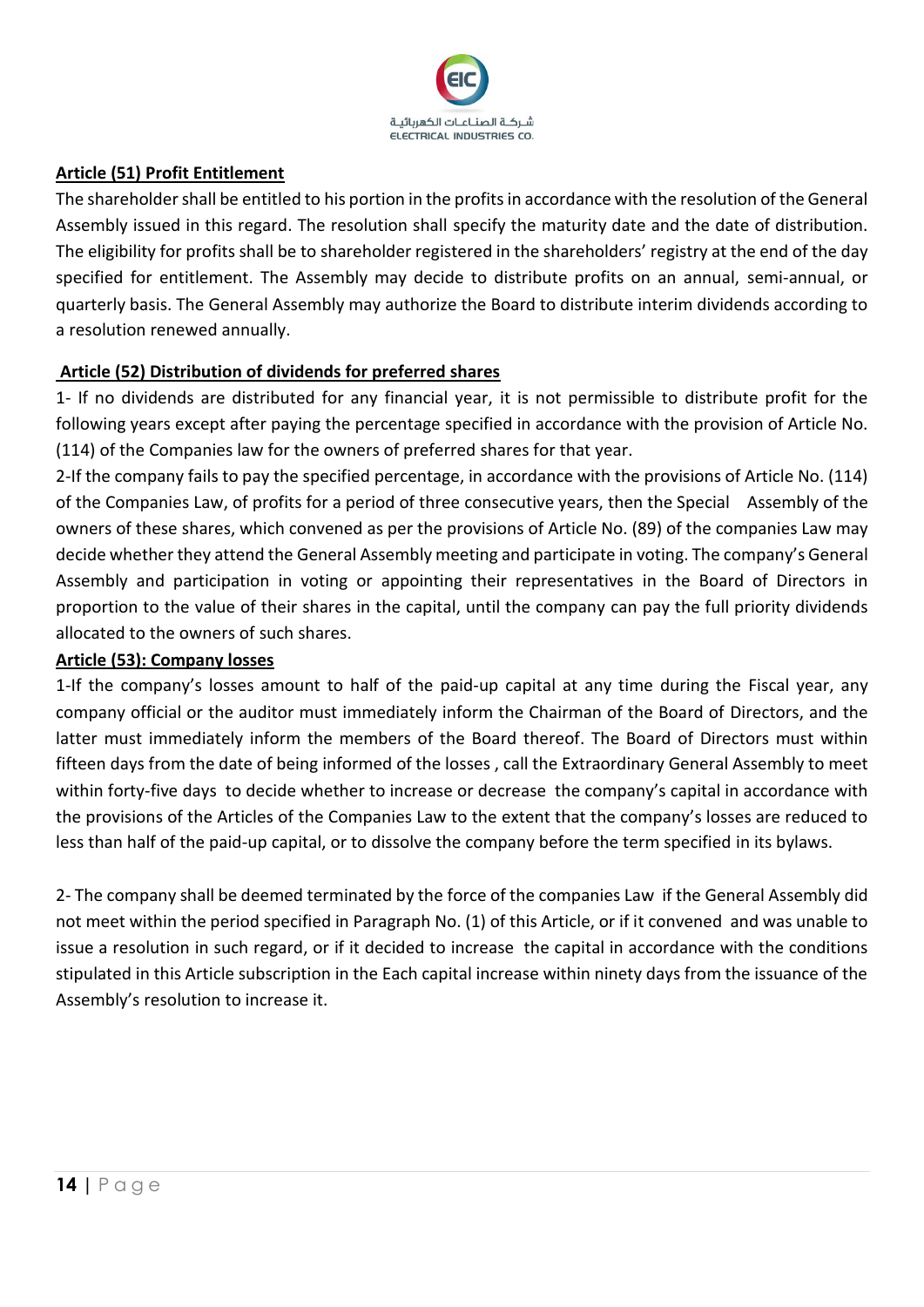**Article (51) Profit Entitlement**

The shareholder shall be entitled to his portion in the profits in accordance with the resolution of the General Assembly issued in this regard. The resolution shall specify the maturity date and the date of distribution. The eligibility for profits shall be to shareholder registered in the shareholders' registry at the end of the day specified for entitlement. The Assembly may decide to distribute profits on an annual, semi-annual, or quarterly basis. The General Assembly may authorize the Board to distribute interim dividends according to a resolution renewed annually.

**Article (52) Distribution of dividends for preferred shares**

1- If no dividends are distributed for any financial year, it is not permissible to distribute profit for the following years except after paying the percentage specified in accordance with the provision of Article No. (114) of the Companies law for the owners of preferred shares for that year.

2-If the company fails to pay the specified percentage, in accordance with the provisions of Article No. (114) of the Companies Law, of profits for a period of three consecutive years, then the Special Assembly of the owners of these shares, which convened as per the provisions of Article No. (89) of the companies Law may decide whether they attend the General Assembly meeting and participate in voting. The company's General Assembly and participation in voting or appointing their representatives in the Board of Directors in proportion to the value of their shares in the capital, until the company can pay the full priority dividends allocated to the owners of such shares.

**Article (53): Company losses**

1-If the company's losses amount to half of the paid-up capital at any time during the Fiscal year, any company official or the auditor must immediately inform the Chairman of the Board of Directors, and the latter must immediately inform the members of the Board thereof. The Board of Directors must within fifteen days from the date of being informed of the losses , call the Extraordinary General Assembly to meet within forty-five days to decide whether to increase or decrease the company's capital in accordance with the provisions of the Articles of the Companies Law to the extent that the company's losses are reduced to less than half of the paid-up capital, or to dissolve the company before the term specified in its bylaws.

2- The company shall be deemed terminated by the force of the companies Law if the General Assembly did not meet within the period specified in Paragraph No. (1) of this Article, or if it convened and was unable to issue a resolution in such regard, or if it decided to increase the capital in accordance with the conditions stipulated in this Article subscription in the Each capital increase within ninety days from the issuance of the Assembly's resolution to increase it.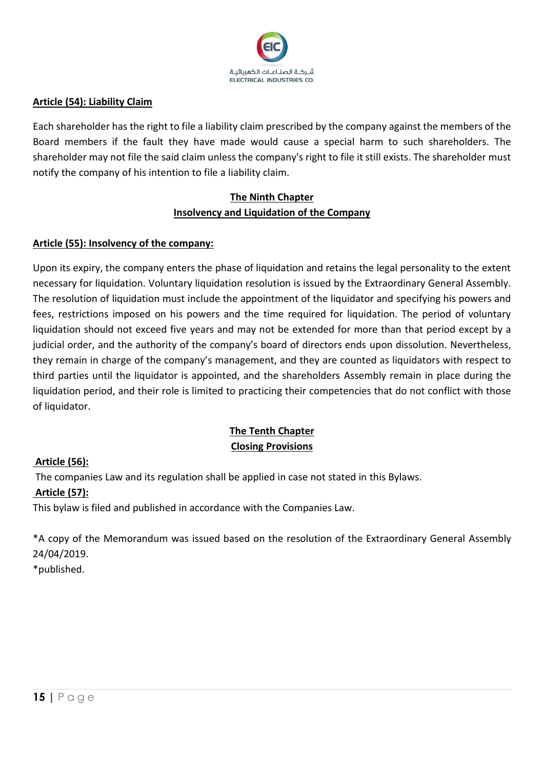#### Article (54): Liability Claim

Each shareholder has the right to file a liability claim prescribed by the company against the members of the Board members if the fault they have made would cause a special harm to such shareholders. The shareholder may not file the said claim unless the company's right to file it still exists. The shareholder must notify the company of his intention to file a liability claim.

## The Ninth Chapter
## Insolvency and Liquidation of the Company

#### Article (55): Insolvency of the company:

Upon its expiry, the company enters the phase of liquidation and retains the legal personality to the extent necessary for liquidation. Voluntary liquidation resolution is issued by the Extraordinary General Assembly. The resolution of liquidation must include the appointment of the liquidator and specifying his powers and fees, restrictions imposed on his powers and the time required for liquidation. The period of voluntary liquidation should not exceed five years and may not be extended for more than that period except by a judicial order, and the authority of the company's board of directors ends upon dissolution. Nevertheless, they remain in charge of the company's management, and they are counted as liquidators with respect to third parties until the liquidator is appointed, and the shareholders Assembly remain in place during the liquidation period, and their role is limited to practicing their competencies that do not conflict with those of liquidator.

## The Tenth Chapter
## Closing Provisions

#### Article (56):

The companies Law and its regulation shall be applied in case not stated in this Bylaws.

#### Article (57):

This bylaw is filed and published in accordance with the Companies Law.

*A copy of the Memorandum was issued based on the resolution of the Extraordinary General Assembly 24/04/2019.

*published.